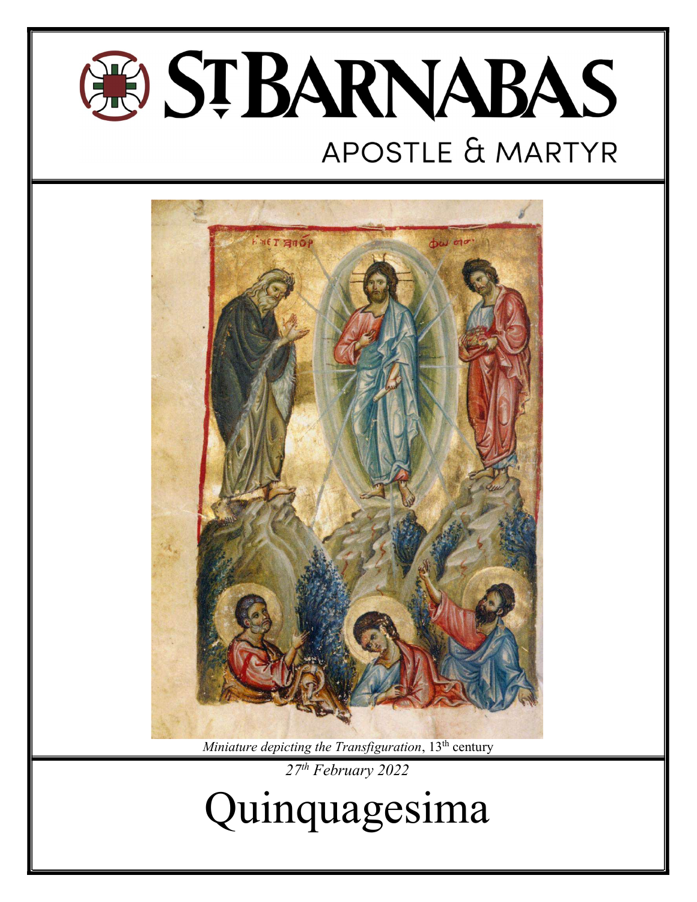# ST BARNABAS

APOSTLE & MARTYR

*Miniature depicting the Transfiguration*, 13th century

*27th February 2022*

# Quinquagesima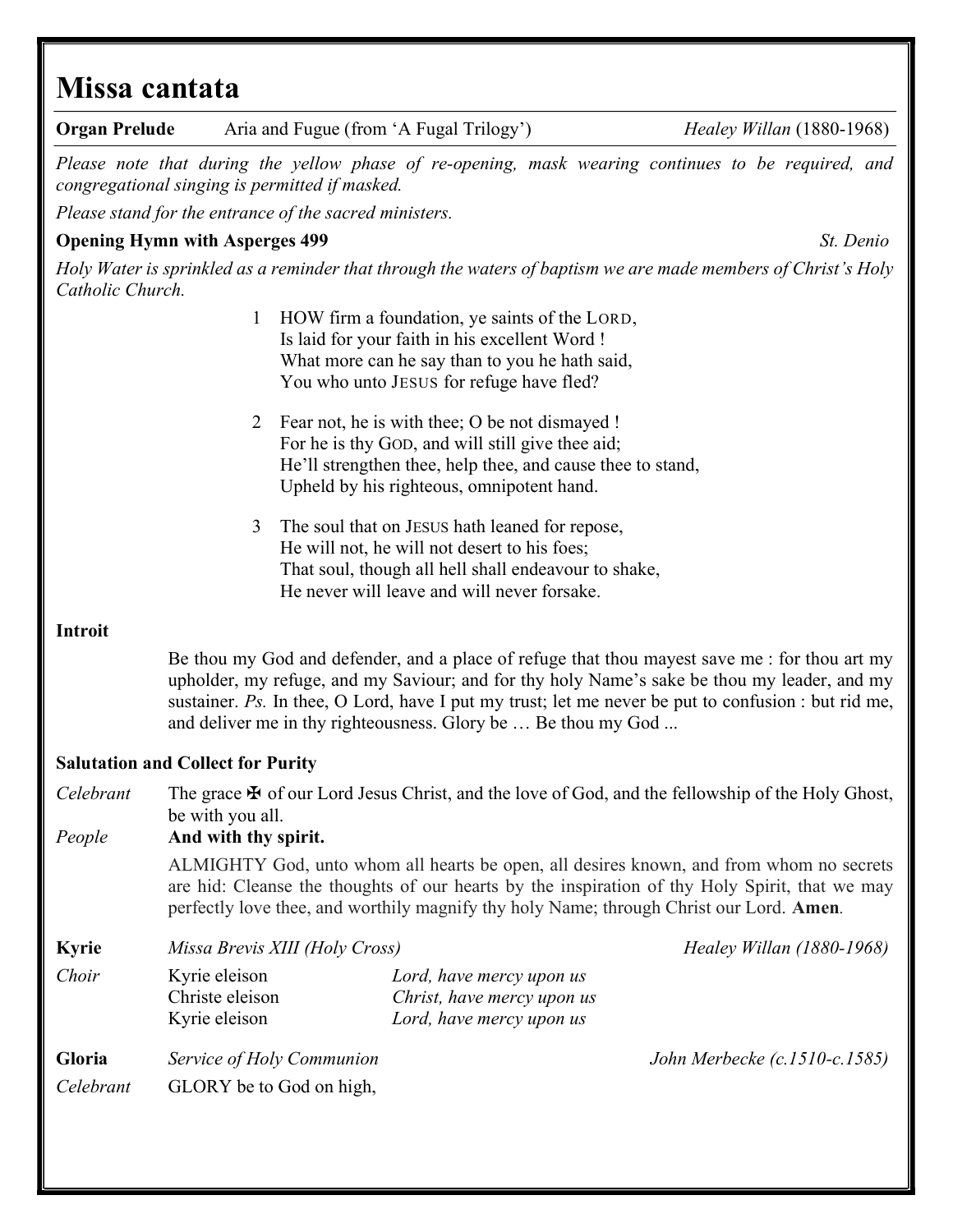# Missa cantata

**Organ Prelude** Aria and Fugue (from 'A Fugal Trilogy') *Healey Willan* (1880-1968)

*Please note that during the yellow phase of re-opening, mask wearing continues to be required, and congregational singing is permitted if masked.*

*Please stand for the entrance of the sacred ministers.*

**Opening Hymn with Asperges 499** *St. Denio*

*Holy Water is sprinkled as a reminder that through the waters of baptism we are made members of Christ's Holy Catholic Church.*

1 HOW firm a foundation, ye saints of the LORD,
Is laid for your faith in his excellent Word !
What more can he say than to you he hath said,
You who unto JESUS for refuge have fled?

2 Fear not, he is with thee; O be not dismayed !
For he is thy GOD, and will still give thee aid;
He'll strengthen thee, help thee, and cause thee to stand,
Upheld by his righteous, omnipotent hand.

3 The soul that on JESUS hath leaned for repose,
He will not, he will not desert to his foes;
That soul, though all hell shall endeavour to shake,
He never will leave and will never forsake.

**Introit**

Be thou my God and defender, and a place of refuge that thou mayest save me : for thou art my upholder, my refuge, and my Saviour; and for thy holy Name's sake be thou my leader, and my sustainer. *Ps.* In thee, O Lord, have I put my trust; let me never be put to confusion : but rid me, and deliver me in thy righteousness. Glory be … Be thou my God ...

**Salutation and Collect for Purity**

*Celebrant* The grace ✠ of our Lord Jesus Christ, and the love of God, and the fellowship of the Holy Ghost, be with you all.

*People* **And with thy spirit.**

ALMIGHTY God, unto whom all hearts be open, all desires known, and from whom no secrets are hid: Cleanse the thoughts of our hearts by the inspiration of thy Holy Spirit, that we may perfectly love thee, and worthily magnify thy holy Name; through Christ our Lord. **Amen**.

**Kyrie** *Missa Brevis XIII (Holy Cross)* *Healey Willan (1880-1968)*

*Choir*

Kyrie eleison — *Lord, have mercy upon us*
Christe eleison — *Christ, have mercy upon us*
Kyrie eleison — *Lord, have mercy upon us*

**Gloria** *Service of Holy Communion* *John Merbecke (c.1510-c.1585)*

*Celebrant* GLORY be to God on high,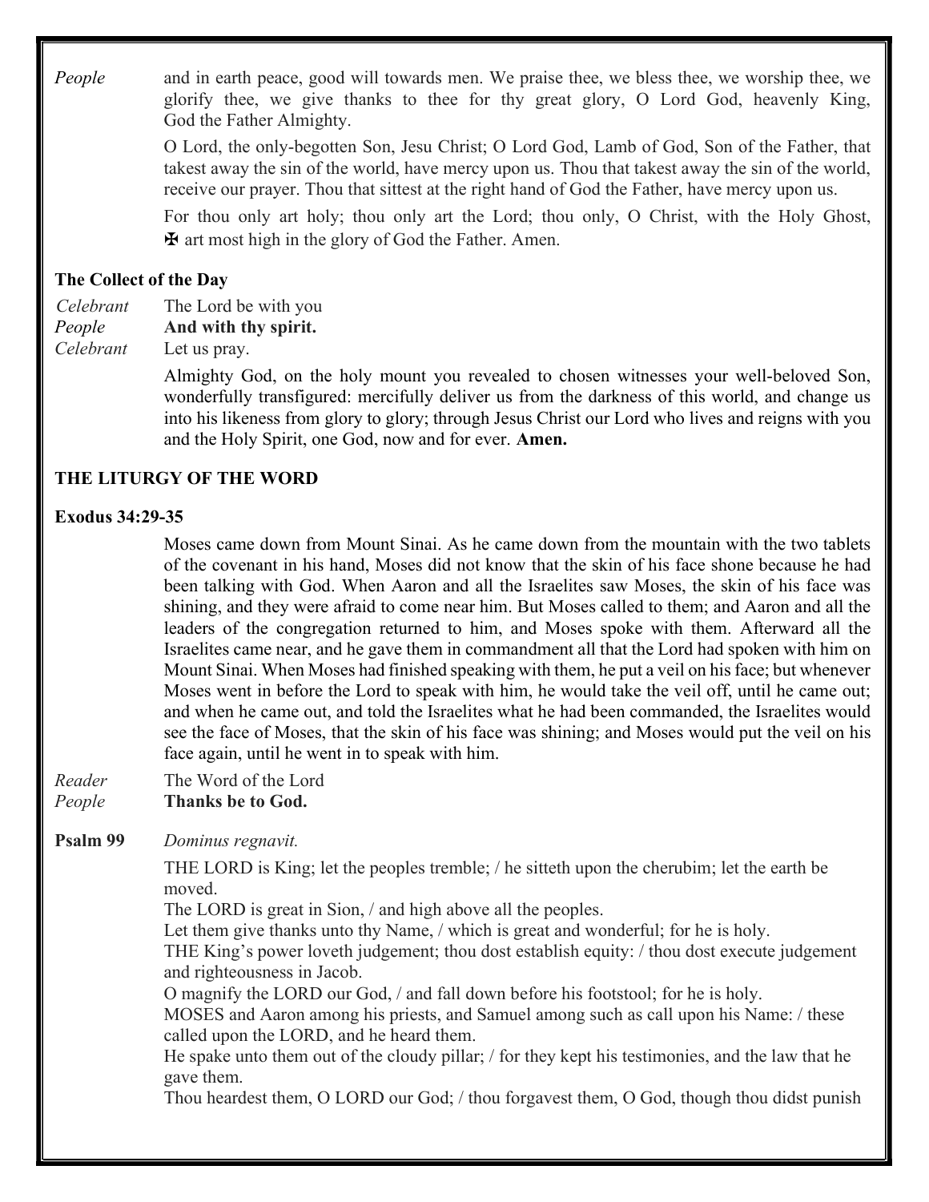*People* and in earth peace, good will towards men. We praise thee, we bless thee, we worship thee, we glorify thee, we give thanks to thee for thy great glory, O Lord God, heavenly King, God the Father Almighty.

O Lord, the only-begotten Son, Jesu Christ; O Lord God, Lamb of God, Son of the Father, that takest away the sin of the world, have mercy upon us. Thou that takest away the sin of the world, receive our prayer. Thou that sittest at the right hand of God the Father, have mercy upon us.

For thou only art holy; thou only art the Lord; thou only, O Christ, with the Holy Ghost, ✠ art most high in the glory of God the Father. Amen.

### The Collect of the Day

*Celebrant* The Lord be with you
*People* **And with thy spirit.**
*Celebrant* Let us pray.

Almighty God, on the holy mount you revealed to chosen witnesses your well-beloved Son, wonderfully transfigured: mercifully deliver us from the darkness of this world, and change us into his likeness from glory to glory; through Jesus Christ our Lord who lives and reigns with you and the Holy Spirit, one God, now and for ever. **Amen.**

## THE LITURGY OF THE WORD

### Exodus 34:29-35

Moses came down from Mount Sinai. As he came down from the mountain with the two tablets of the covenant in his hand, Moses did not know that the skin of his face shone because he had been talking with God. When Aaron and all the Israelites saw Moses, the skin of his face was shining, and they were afraid to come near him. But Moses called to them; and Aaron and all the leaders of the congregation returned to him, and Moses spoke with them. Afterward all the Israelites came near, and he gave them in commandment all that the Lord had spoken with him on Mount Sinai. When Moses had finished speaking with them, he put a veil on his face; but whenever Moses went in before the Lord to speak with him, he would take the veil off, until he came out; and when he came out, and told the Israelites what he had been commanded, the Israelites would see the face of Moses, that the skin of his face was shining; and Moses would put the veil on his face again, until he went in to speak with him.

*Reader* The Word of the Lord
*People* **Thanks be to God.**

**Psalm 99** *Dominus regnavit.*

THE LORD is King; let the peoples tremble; / he sitteth upon the cherubim; let the earth be moved.
The LORD is great in Sion, / and high above all the peoples.
Let them give thanks unto thy Name, / which is great and wonderful; for he is holy.
THE King's power loveth judgement; thou dost establish equity: / thou dost execute judgement and righteousness in Jacob.
O magnify the LORD our God, / and fall down before his footstool; for he is holy.
MOSES and Aaron among his priests, and Samuel among such as call upon his Name: / these called upon the LORD, and he heard them.
He spake unto them out of the cloudy pillar; / for they kept his testimonies, and the law that he gave them.
Thou heardest them, O LORD our God; / thou forgavest them, O God, though thou didst punish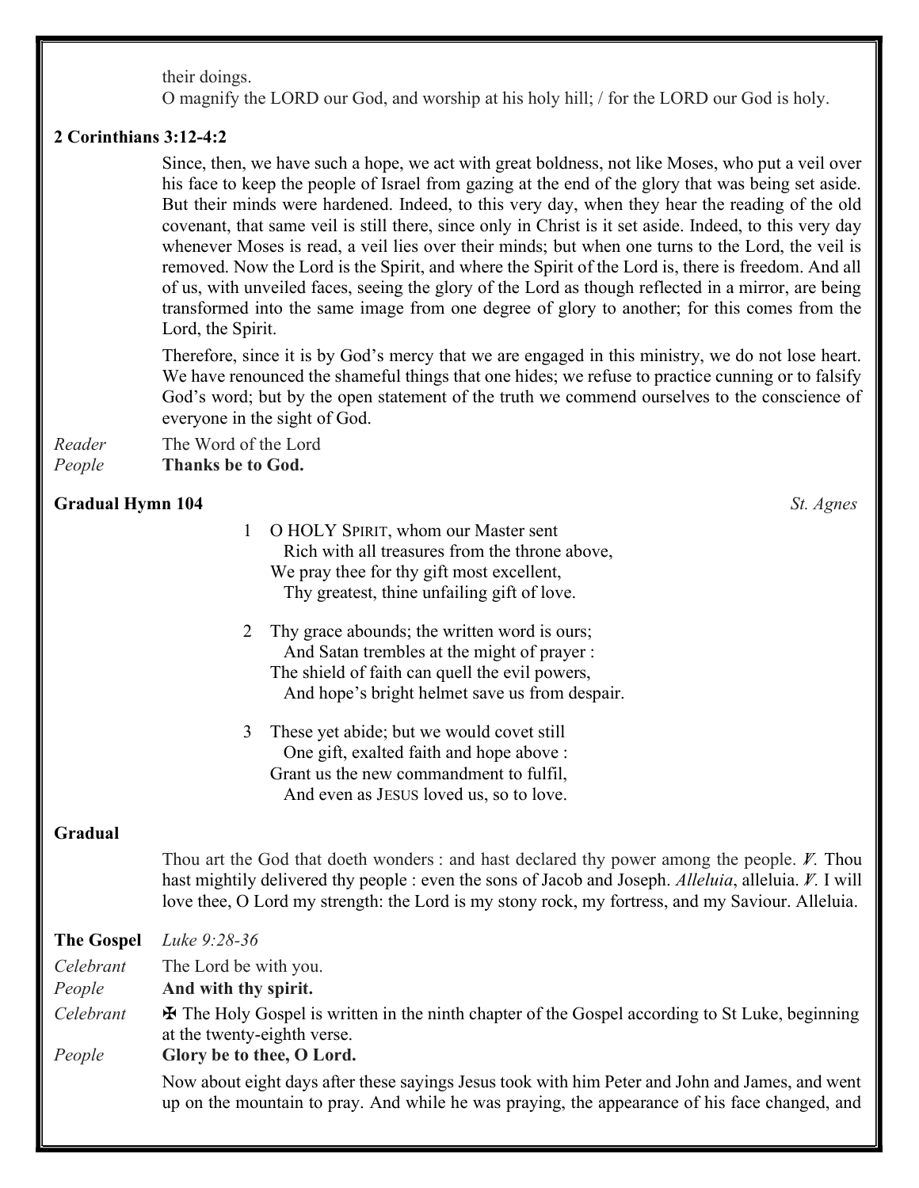their doings.
O magnify the LORD our God, and worship at his holy hill; / for the LORD our God is holy.

**2 Corinthians 3:12-4:2**

Since, then, we have such a hope, we act with great boldness, not like Moses, who put a veil over his face to keep the people of Israel from gazing at the end of the glory that was being set aside. But their minds were hardened. Indeed, to this very day, when they hear the reading of the old covenant, that same veil is still there, since only in Christ is it set aside. Indeed, to this very day whenever Moses is read, a veil lies over their minds; but when one turns to the Lord, the veil is removed. Now the Lord is the Spirit, and where the Spirit of the Lord is, there is freedom. And all of us, with unveiled faces, seeing the glory of the Lord as though reflected in a mirror, are being transformed into the same image from one degree of glory to another; for this comes from the Lord, the Spirit.

Therefore, since it is by God's mercy that we are engaged in this ministry, we do not lose heart. We have renounced the shameful things that one hides; we refuse to practice cunning or to falsify God's word; but by the open statement of the truth we commend ourselves to the conscience of everyone in the sight of God.

*Reader* The Word of the Lord
*People* **Thanks be to God.**

**Gradual Hymn 104** *St. Agnes*

1 O HOLY SPIRIT, whom our Master sent
 Rich with all treasures from the throne above,
We pray thee for thy gift most excellent,
 Thy greatest, thine unfailing gift of love.

2 Thy grace abounds; the written word is ours;
 And Satan trembles at the might of prayer :
The shield of faith can quell the evil powers,
 And hope's bright helmet save us from despair.

3 These yet abide; but we would covet still
 One gift, exalted faith and hope above :
Grant us the new commandment to fulfil,
 And even as JESUS loved us, so to love.

**Gradual**

Thou art the God that doeth wonders : and hast declared thy power among the people. ℣. Thou hast mightily delivered thy people : even the sons of Jacob and Joseph. *Alleluia*, alleluia. ℣. I will love thee, O Lord my strength: the Lord is my stony rock, my fortress, and my Saviour. Alleluia.

**The Gospel** *Luke 9:28-36*

*Celebrant* The Lord be with you.
*People* **And with thy spirit.**
*Celebrant* ✠ The Holy Gospel is written in the ninth chapter of the Gospel according to St Luke, beginning at the twenty-eighth verse.
*People* **Glory be to thee, O Lord.**

Now about eight days after these sayings Jesus took with him Peter and John and James, and went up on the mountain to pray. And while he was praying, the appearance of his face changed, and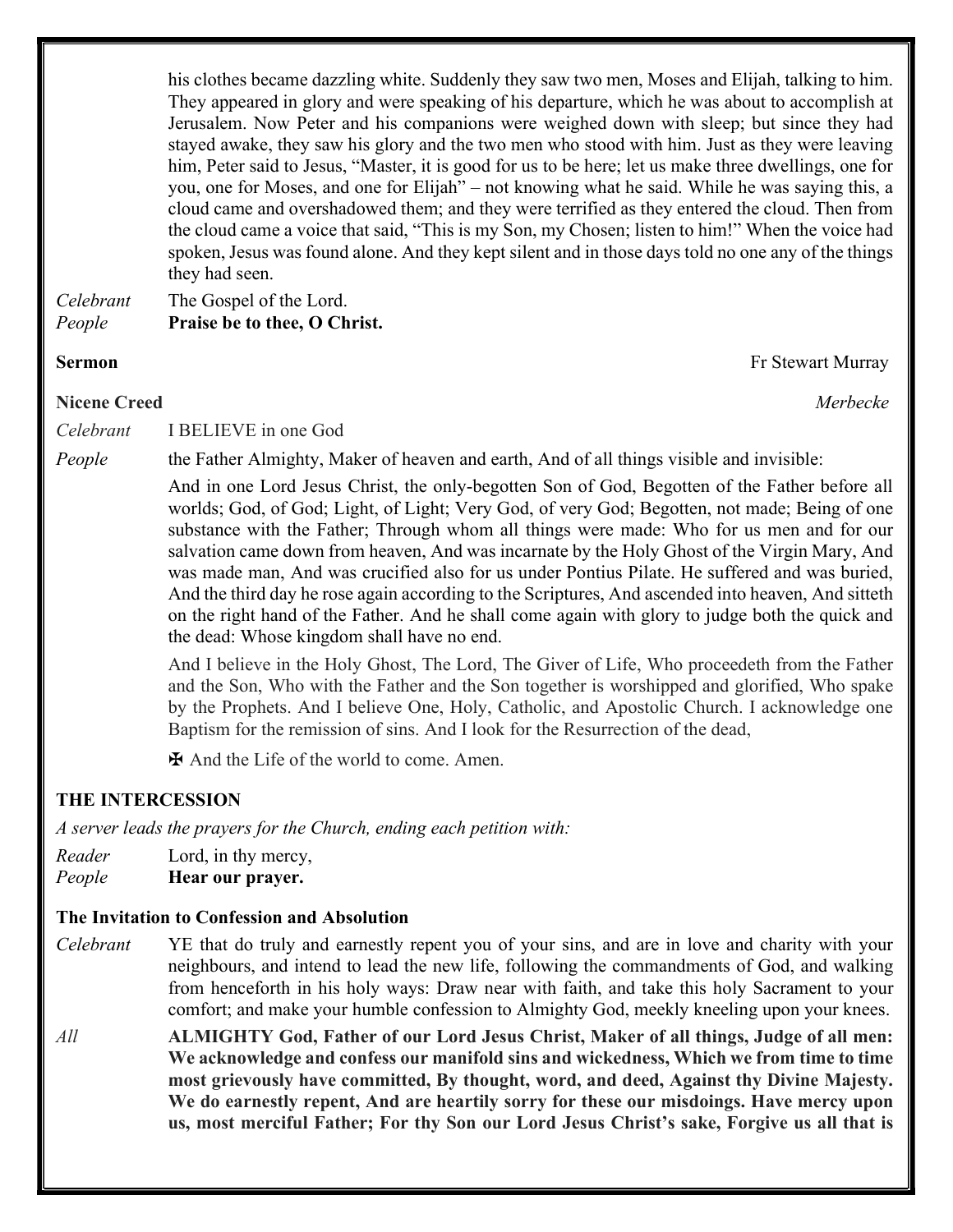his clothes became dazzling white. Suddenly they saw two men, Moses and Elijah, talking to him. They appeared in glory and were speaking of his departure, which he was about to accomplish at Jerusalem. Now Peter and his companions were weighed down with sleep; but since they had stayed awake, they saw his glory and the two men who stood with him. Just as they were leaving him, Peter said to Jesus, "Master, it is good for us to be here; let us make three dwellings, one for you, one for Moses, and one for Elijah" – not knowing what he said. While he was saying this, a cloud came and overshadowed them; and they were terrified as they entered the cloud. Then from the cloud came a voice that said, "This is my Son, my Chosen; listen to him!" When the voice had spoken, Jesus was found alone. And they kept silent and in those days told no one any of the things they had seen.

*Celebrant* The Gospel of the Lord.
*People* **Praise be to thee, O Christ.**

**Sermon** Fr Stewart Murray

**Nicene Creed** *Merbecke*

*Celebrant* I BELIEVE in one God

*People* the Father Almighty, Maker of heaven and earth, And of all things visible and invisible:

And in one Lord Jesus Christ, the only-begotten Son of God, Begotten of the Father before all worlds; God, of God; Light, of Light; Very God, of very God; Begotten, not made; Being of one substance with the Father; Through whom all things were made: Who for us men and for our salvation came down from heaven, And was incarnate by the Holy Ghost of the Virgin Mary, And was made man, And was crucified also for us under Pontius Pilate. He suffered and was buried, And the third day he rose again according to the Scriptures, And ascended into heaven, And sitteth on the right hand of the Father. And he shall come again with glory to judge both the quick and the dead: Whose kingdom shall have no end.

And I believe in the Holy Ghost, The Lord, The Giver of Life, Who proceedeth from the Father and the Son, Who with the Father and the Son together is worshipped and glorified, Who spake by the Prophets. And I believe One, Holy, Catholic, and Apostolic Church. I acknowledge one Baptism for the remission of sins. And I look for the Resurrection of the dead,

✠ And the Life of the world to come. Amen.

## THE INTERCESSION

*A server leads the prayers for the Church, ending each petition with:*

*Reader* Lord, in thy mercy,
*People* **Hear our prayer.**

### The Invitation to Confession and Absolution

*Celebrant* YE that do truly and earnestly repent you of your sins, and are in love and charity with your neighbours, and intend to lead the new life, following the commandments of God, and walking from henceforth in his holy ways: Draw near with faith, and take this holy Sacrament to your comfort; and make your humble confession to Almighty God, meekly kneeling upon your knees.

*All* **ALMIGHTY God, Father of our Lord Jesus Christ, Maker of all things, Judge of all men: We acknowledge and confess our manifold sins and wickedness, Which we from time to time most grievously have committed, By thought, word, and deed, Against thy Divine Majesty. We do earnestly repent, And are heartily sorry for these our misdoings. Have mercy upon us, most merciful Father; For thy Son our Lord Jesus Christ's sake, Forgive us all that is**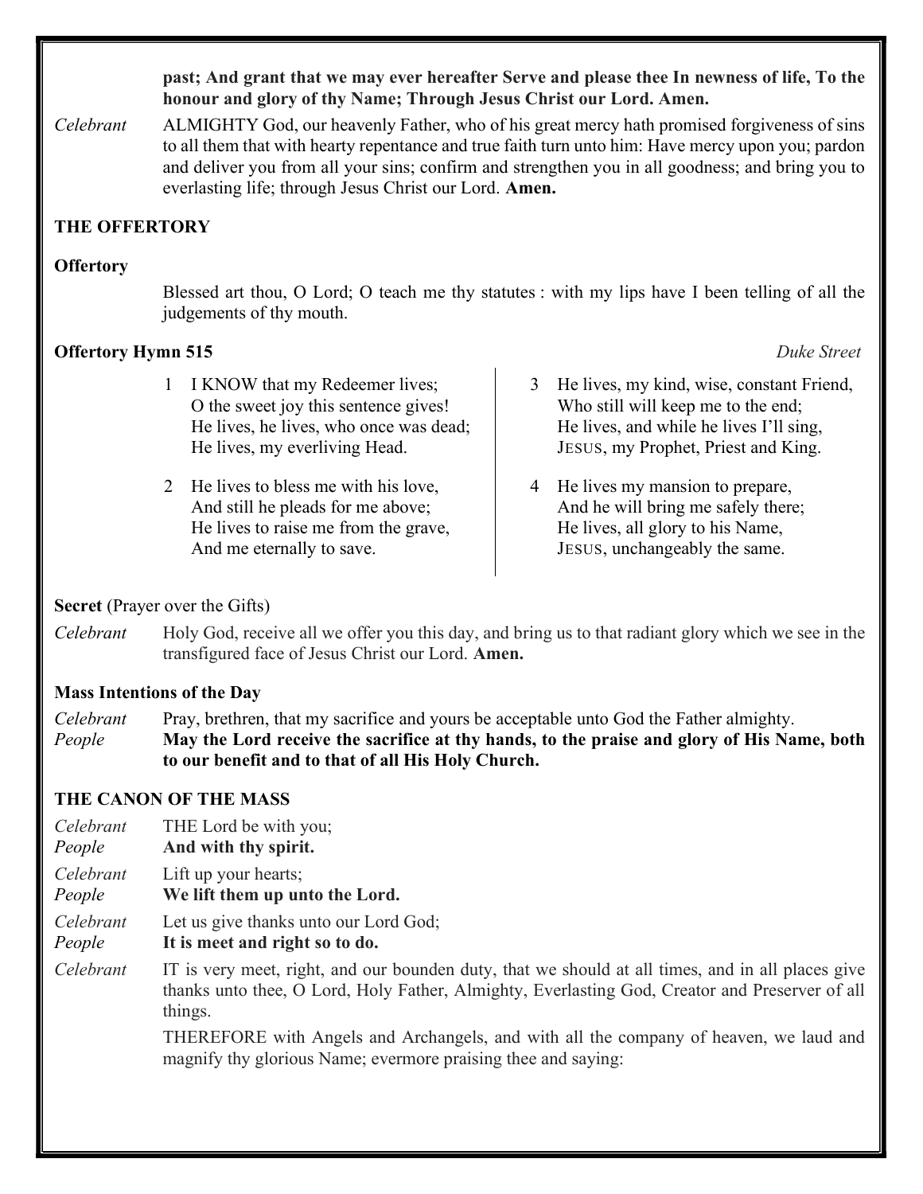**past; And grant that we may ever hereafter Serve and please thee In newness of life, To the honour and glory of thy Name; Through Jesus Christ our Lord. Amen.**

*Celebrant* ALMIGHTY God, our heavenly Father, who of his great mercy hath promised forgiveness of sins to all them that with hearty repentance and true faith turn unto him: Have mercy upon you; pardon and deliver you from all your sins; confirm and strengthen you in all goodness; and bring you to everlasting life; through Jesus Christ our Lord. **Amen.**

## THE OFFERTORY

**Offertory**

Blessed art thou, O Lord; O teach me thy statutes : with my lips have I been telling of all the judgements of thy mouth.

**Offertory Hymn 515** *Duke Street*

1 I KNOW that my Redeemer lives;
O the sweet joy this sentence gives!
He lives, he lives, who once was dead;
He lives, my everliving Head.

2 He lives to bless me with his love,
And still he pleads for me above;
He lives to raise me from the grave,
And me eternally to save.

3 He lives, my kind, wise, constant Friend,
Who still will keep me to the end;
He lives, and while he lives I'll sing,
JESUS, my Prophet, Priest and King.

4 He lives my mansion to prepare,
And he will bring me safely there;
He lives, all glory to his Name,
JESUS, unchangeably the same.

**Secret** (Prayer over the Gifts)

*Celebrant* Holy God, receive all we offer you this day, and bring us to that radiant glory which we see in the transfigured face of Jesus Christ our Lord. **Amen.**

**Mass Intentions of the Day**

*Celebrant* Pray, brethren, that my sacrifice and yours be acceptable unto God the Father almighty.
*People* **May the Lord receive the sacrifice at thy hands, to the praise and glory of His Name, both to our benefit and to that of all His Holy Church.**

## THE CANON OF THE MASS

*Celebrant* THE Lord be with you;
*People* **And with thy spirit.**

*Celebrant* Lift up your hearts;
*People* **We lift them up unto the Lord.**

*Celebrant* Let us give thanks unto our Lord God;
*People* **It is meet and right so to do.**

*Celebrant* IT is very meet, right, and our bounden duty, that we should at all times, and in all places give thanks unto thee, O Lord, Holy Father, Almighty, Everlasting God, Creator and Preserver of all things.

THEREFORE with Angels and Archangels, and with all the company of heaven, we laud and magnify thy glorious Name; evermore praising thee and saying: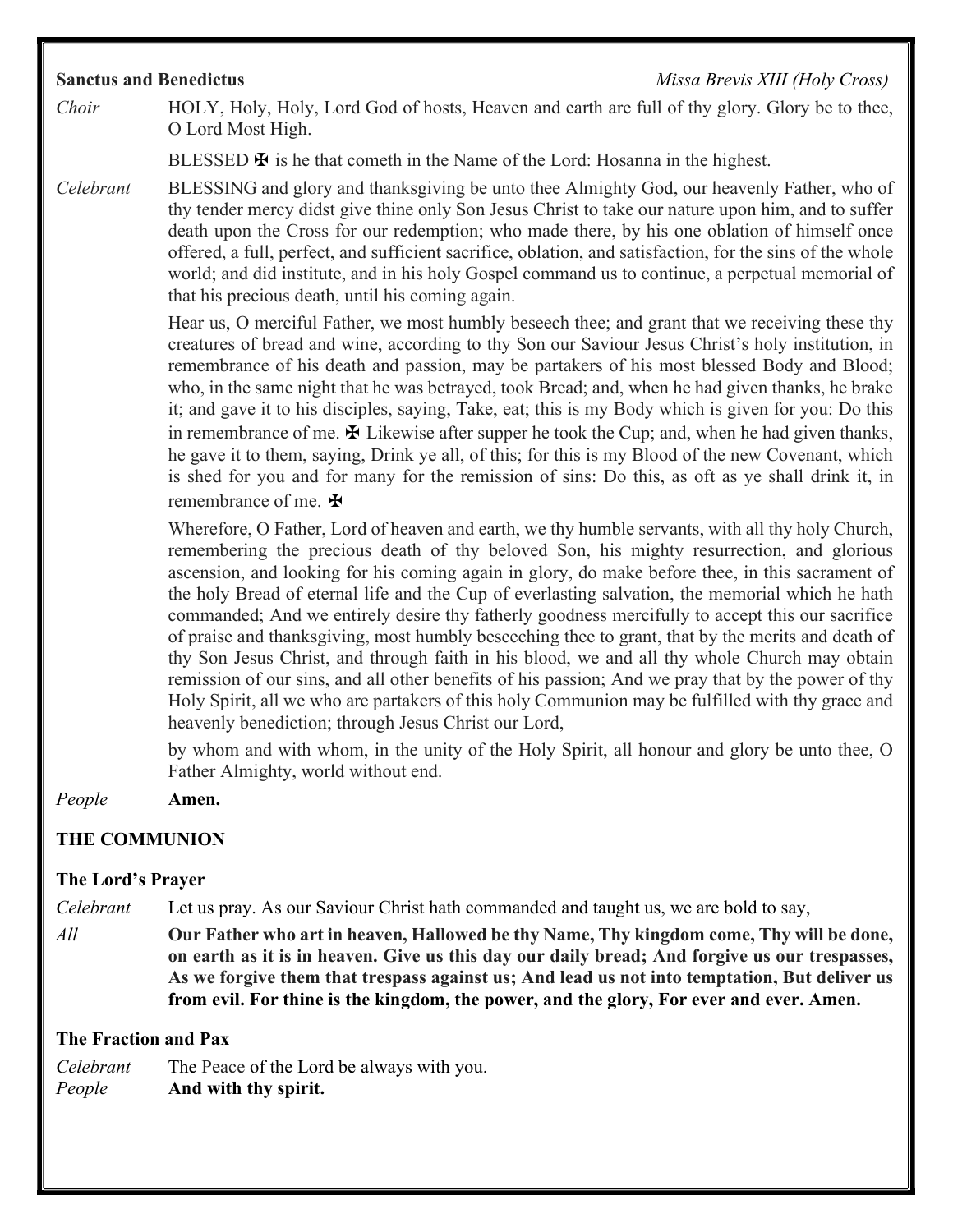**Sanctus and Benedictus** *Missa Brevis XIII (Holy Cross)*

*Choir* HOLY, Holy, Holy, Lord God of hosts, Heaven and earth are full of thy glory. Glory be to thee, O Lord Most High.

BLESSED ✠ is he that cometh in the Name of the Lord: Hosanna in the highest.

*Celebrant* BLESSING and glory and thanksgiving be unto thee Almighty God, our heavenly Father, who of thy tender mercy didst give thine only Son Jesus Christ to take our nature upon him, and to suffer death upon the Cross for our redemption; who made there, by his one oblation of himself once offered, a full, perfect, and sufficient sacrifice, oblation, and satisfaction, for the sins of the whole world; and did institute, and in his holy Gospel command us to continue, a perpetual memorial of that his precious death, until his coming again.

Hear us, O merciful Father, we most humbly beseech thee; and grant that we receiving these thy creatures of bread and wine, according to thy Son our Saviour Jesus Christ's holy institution, in remembrance of his death and passion, may be partakers of his most blessed Body and Blood; who, in the same night that he was betrayed, took Bread; and, when he had given thanks, he brake it; and gave it to his disciples, saying, Take, eat; this is my Body which is given for you: Do this in remembrance of me. ✠ Likewise after supper he took the Cup; and, when he had given thanks, he gave it to them, saying, Drink ye all, of this; for this is my Blood of the new Covenant, which is shed for you and for many for the remission of sins: Do this, as oft as ye shall drink it, in remembrance of me. ✠

Wherefore, O Father, Lord of heaven and earth, we thy humble servants, with all thy holy Church, remembering the precious death of thy beloved Son, his mighty resurrection, and glorious ascension, and looking for his coming again in glory, do make before thee, in this sacrament of the holy Bread of eternal life and the Cup of everlasting salvation, the memorial which he hath commanded; And we entirely desire thy fatherly goodness mercifully to accept this our sacrifice of praise and thanksgiving, most humbly beseeching thee to grant, that by the merits and death of thy Son Jesus Christ, and through faith in his blood, we and all thy whole Church may obtain remission of our sins, and all other benefits of his passion; And we pray that by the power of thy Holy Spirit, all we who are partakers of this holy Communion may be fulfilled with thy grace and heavenly benediction; through Jesus Christ our Lord,

by whom and with whom, in the unity of the Holy Spirit, all honour and glory be unto thee, O Father Almighty, world without end.

*People* **Amen.**

## THE COMMUNION

**The Lord's Prayer**

*Celebrant* Let us pray. As our Saviour Christ hath commanded and taught us, we are bold to say,

*All* **Our Father who art in heaven, Hallowed be thy Name, Thy kingdom come, Thy will be done, on earth as it is in heaven. Give us this day our daily bread; And forgive us our trespasses, As we forgive them that trespass against us; And lead us not into temptation, But deliver us from evil. For thine is the kingdom, the power, and the glory, For ever and ever. Amen.**

**The Fraction and Pax**

*Celebrant* The Peace of the Lord be always with you.
*People* **And with thy spirit.**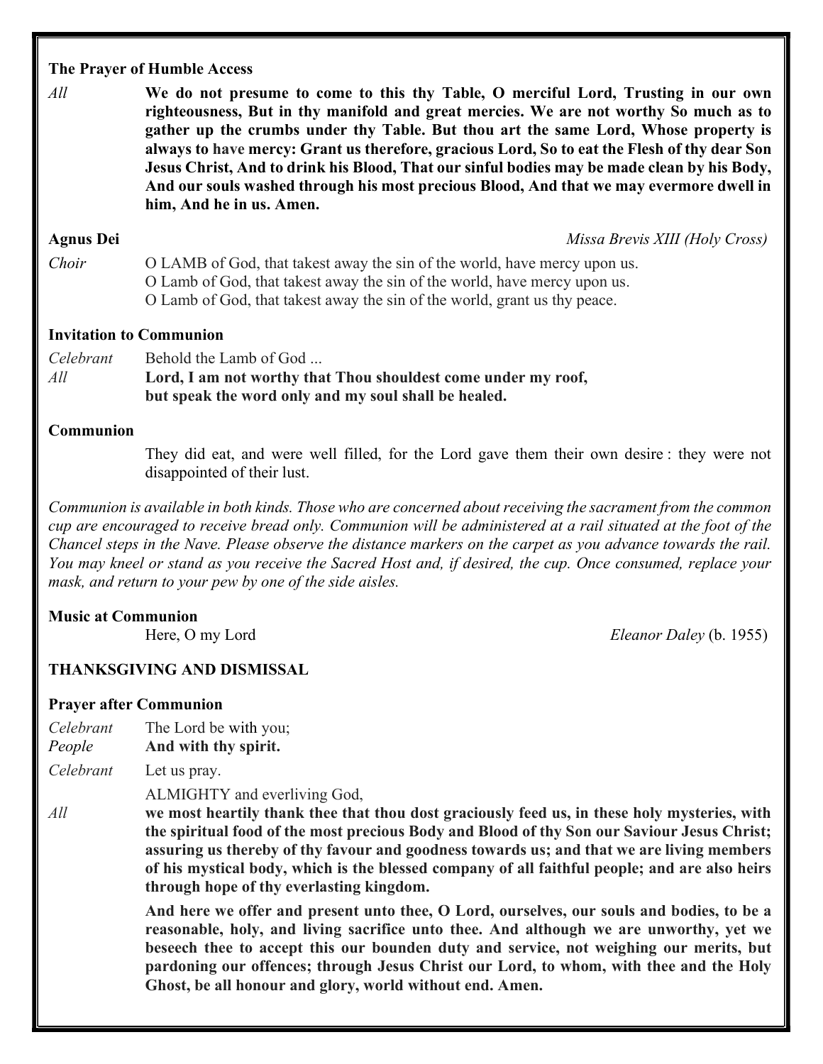**The Prayer of Humble Access**

*All* **We do not presume to come to this thy Table, O merciful Lord, Trusting in our own righteousness, But in thy manifold and great mercies. We are not worthy So much as to gather up the crumbs under thy Table. But thou art the same Lord, Whose property is always to have mercy: Grant us therefore, gracious Lord, So to eat the Flesh of thy dear Son Jesus Christ, And to drink his Blood, That our sinful bodies may be made clean by his Body, And our souls washed through his most precious Blood, And that we may evermore dwell in him, And he in us. Amen.**

**Agnus Dei** *Missa Brevis XIII (Holy Cross)*

*Choir* O LAMB of God, that takest away the sin of the world, have mercy upon us.
O Lamb of God, that takest away the sin of the world, have mercy upon us.
O Lamb of God, that takest away the sin of the world, grant us thy peace.

**Invitation to Communion**

*Celebrant* Behold the Lamb of God ...
*All* **Lord, I am not worthy that Thou shouldest come under my roof, but speak the word only and my soul shall be healed.**

**Communion**

They did eat, and were well filled, for the Lord gave them their own desire : they were not disappointed of their lust.

*Communion is available in both kinds. Those who are concerned about receiving the sacrament from the common cup are encouraged to receive bread only. Communion will be administered at a rail situated at the foot of the Chancel steps in the Nave. Please observe the distance markers on the carpet as you advance towards the rail. You may kneel or stand as you receive the Sacred Host and, if desired, the cup. Once consumed, replace your mask, and return to your pew by one of the side aisles.*

**Music at Communion**

Here, O my Lord *Eleanor Daley* (b. 1955)

**THANKSGIVING AND DISMISSAL**

**Prayer after Communion**

*Celebrant* The Lord be with you;
*People* **And with thy spirit.**

*Celebrant* Let us pray.

ALMIGHTY and everliving God,

*All* **we most heartily thank thee that thou dost graciously feed us, in these holy mysteries, with the spiritual food of the most precious Body and Blood of thy Son our Saviour Jesus Christ; assuring us thereby of thy favour and goodness towards us; and that we are living members of his mystical body, which is the blessed company of all faithful people; and are also heirs through hope of thy everlasting kingdom.**

**And here we offer and present unto thee, O Lord, ourselves, our souls and bodies, to be a reasonable, holy, and living sacrifice unto thee. And although we are unworthy, yet we beseech thee to accept this our bounden duty and service, not weighing our merits, but pardoning our offences; through Jesus Christ our Lord, to whom, with thee and the Holy Ghost, be all honour and glory, world without end. Amen.**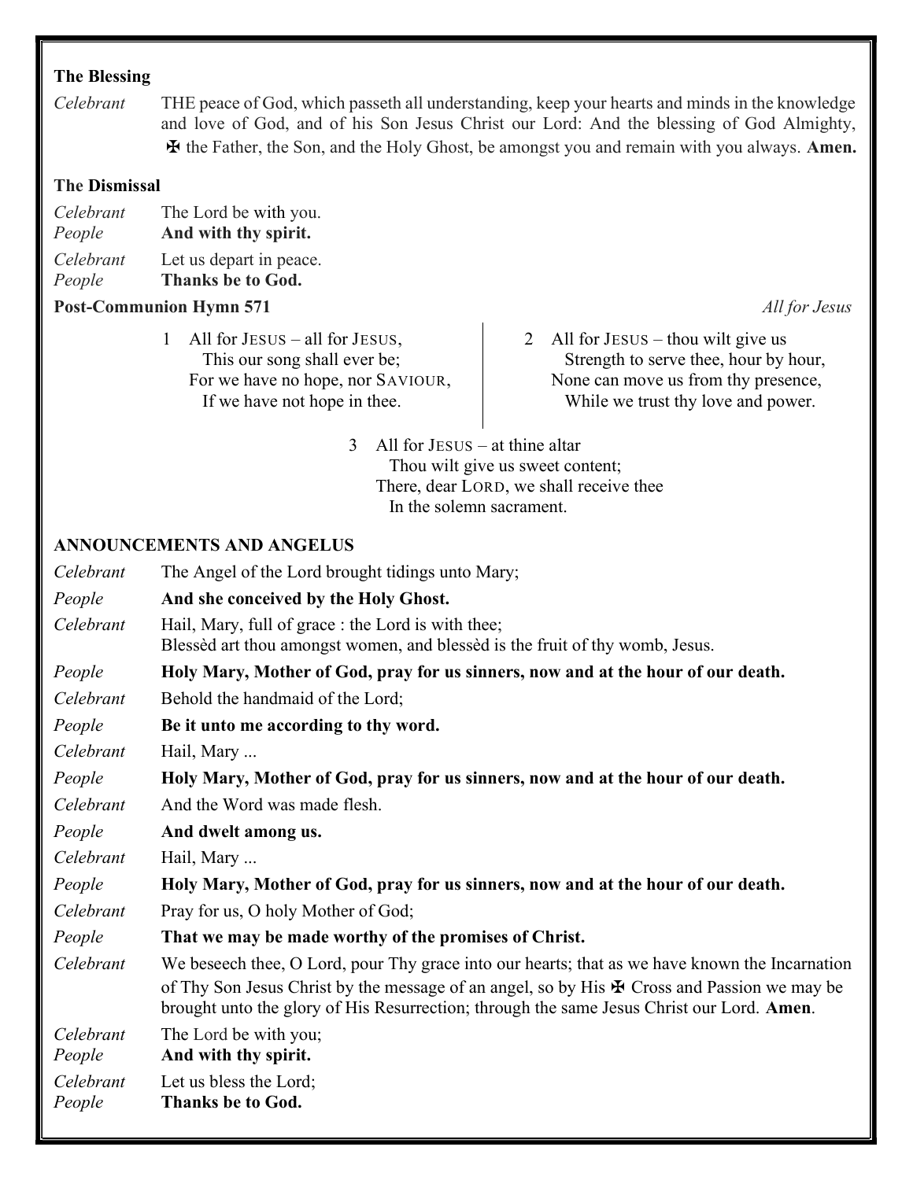### The Blessing

*Celebrant* THE peace of God, which passeth all understanding, keep your hearts and minds in the knowledge and love of God, and of his Son Jesus Christ our Lord: And the blessing of God Almighty, ✠ the Father, the Son, and the Holy Ghost, be amongst you and remain with you always. **Amen.**

### The Dismissal

*Celebrant* The Lord be with you.
*People* **And with thy spirit.**

*Celebrant* Let us depart in peace.
*People* **Thanks be to God.**

### Post-Communion Hymn 571 *All for Jesus*

1 All for JESUS – all for JESUS,
This our song shall ever be;
For we have no hope, nor SAVIOUR,
If we have not hope in thee.

2 All for JESUS – thou wilt give us
Strength to serve thee, hour by hour,
None can move us from thy presence,
While we trust thy love and power.

3 All for JESUS – at thine altar
Thou wilt give us sweet content;
There, dear LORD, we shall receive thee
In the solemn sacrament.

### ANNOUNCEMENTS AND ANGELUS

*Celebrant* The Angel of the Lord brought tidings unto Mary;

*People* **And she conceived by the Holy Ghost.**

*Celebrant* Hail, Mary, full of grace : the Lord is with thee;
Blessèd art thou amongst women, and blessèd is the fruit of thy womb, Jesus.

*People* **Holy Mary, Mother of God, pray for us sinners, now and at the hour of our death.**

*Celebrant* Behold the handmaid of the Lord;

*People* **Be it unto me according to thy word.**

*Celebrant* Hail, Mary ...

*People* **Holy Mary, Mother of God, pray for us sinners, now and at the hour of our death.**

*Celebrant* And the Word was made flesh.

*People* **And dwelt among us.**

*Celebrant* Hail, Mary ...

*People* **Holy Mary, Mother of God, pray for us sinners, now and at the hour of our death.**

*Celebrant* Pray for us, O holy Mother of God;

*People* **That we may be made worthy of the promises of Christ.**

*Celebrant* We beseech thee, O Lord, pour Thy grace into our hearts; that as we have known the Incarnation of Thy Son Jesus Christ by the message of an angel, so by His ✠ Cross and Passion we may be brought unto the glory of His Resurrection; through the same Jesus Christ our Lord. **Amen**.

*Celebrant* The Lord be with you;
*People* **And with thy spirit.**

*Celebrant* Let us bless the Lord;
*People* **Thanks be to God.**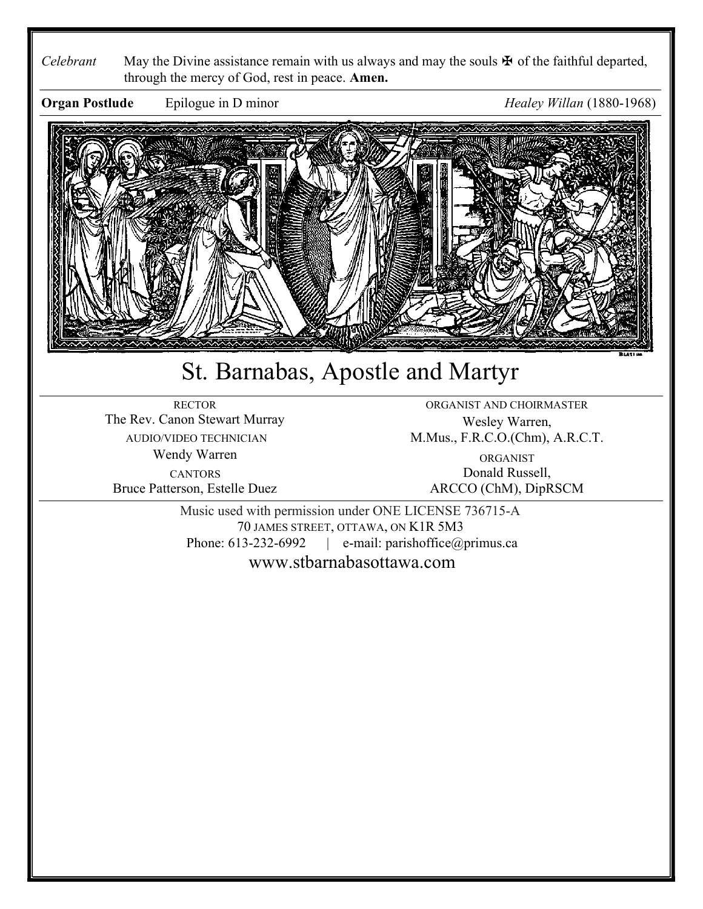*Celebrant* May the Divine assistance remain with us always and may the souls ✠ of the faithful departed, through the mercy of God, rest in peace. **Amen.**

**Organ Postlude** Epilogue in D minor *Healey Willan* (1880-1968)

# St. Barnabas, Apostle and Martyr

RECTOR
The Rev. Canon Stewart Murray

AUDIO/VIDEO TECHNICIAN
Wendy Warren

CANTORS
Bruce Patterson, Estelle Duez

ORGANIST AND CHOIRMASTER
Wesley Warren,
M.Mus., F.R.C.O.(Chm), A.R.C.T.

ORGANIST
Donald Russell,
ARCCO (ChM), DipRSCM

Music used with permission under ONE LICENSE 736715-A
70 JAMES STREET, OTTAWA, ON K1R 5M3
Phone: 613-232-6992 | e-mail: parishoffice@primus.ca
www.stbarnabasottawa.com